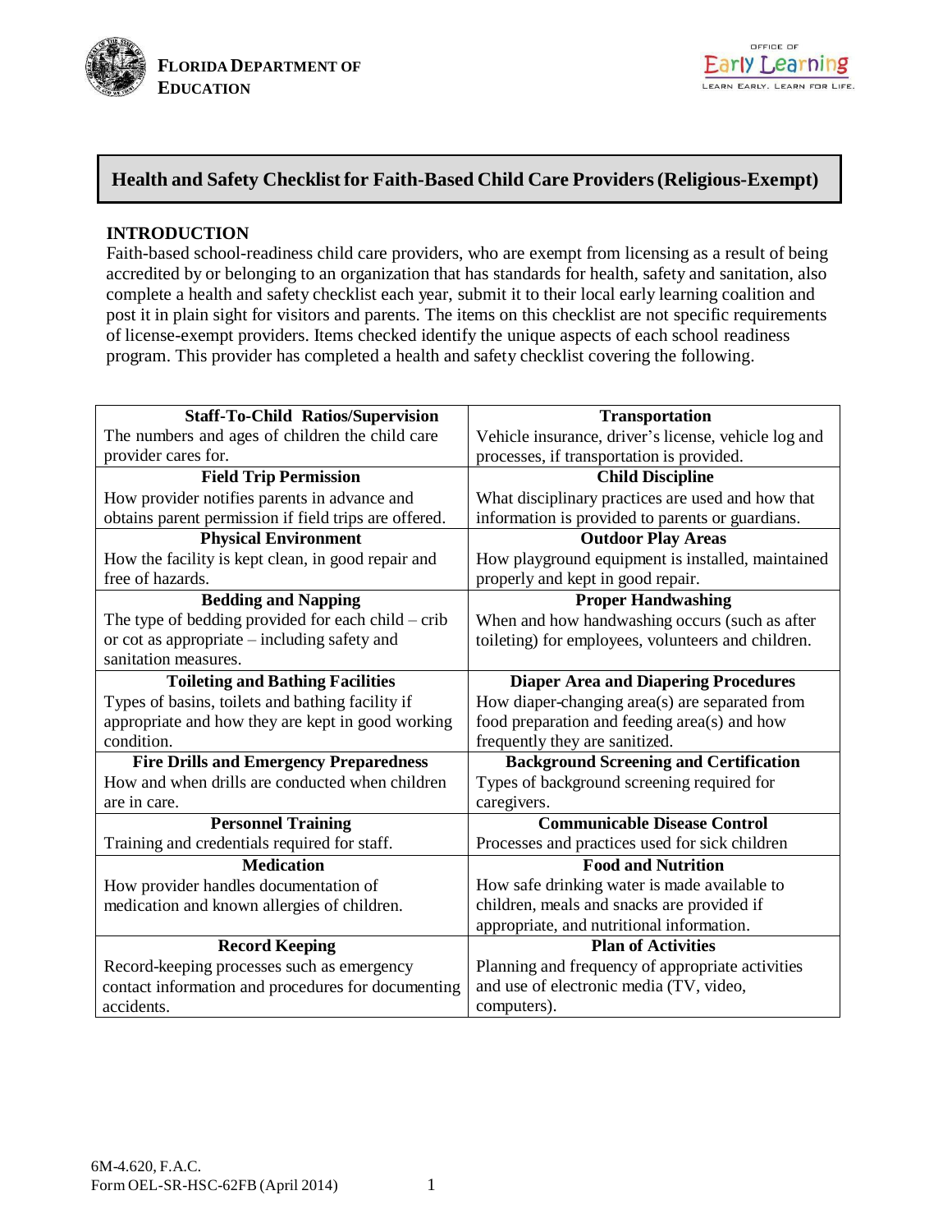FLORIDA DEPARTMENT OF EDUCATION

OFFICE OF Early Learning — LEARN EARLY. LEARN FOR LIFE.

# Health and Safety Checklist for Faith-Based Child Care Providers (Religious-Exempt)

## INTRODUCTION

Faith-based school-readiness child care providers, who are exempt from licensing as a result of being accredited by or belonging to an organization that has standards for health, safety and sanitation, also complete a health and safety checklist each year, submit it to their local early learning coalition and post it in plain sight for visitors and parents. The items on this checklist are not specific requirements of license-exempt providers. Items checked identify the unique aspects of each school readiness program. This provider has completed a health and safety checklist covering the following.

| | |
|---|---|
| **Staff-To-Child Ratios/Supervision**<br>The numbers and ages of children the child care provider cares for. | **Transportation**<br>Vehicle insurance, driver's license, vehicle log and processes, if transportation is provided. |
| **Field Trip Permission**<br>How provider notifies parents in advance and obtains parent permission if field trips are offered. | **Child Discipline**<br>What disciplinary practices are used and how that information is provided to parents or guardians. |
| **Physical Environment**<br>How the facility is kept clean, in good repair and free of hazards. | **Outdoor Play Areas**<br>How playground equipment is installed, maintained properly and kept in good repair. |
| **Bedding and Napping**<br>The type of bedding provided for each child – crib or cot as appropriate – including safety and sanitation measures. | **Proper Handwashing**<br>When and how handwashing occurs (such as after toileting) for employees, volunteers and children. |
| **Toileting and Bathing Facilities**<br>Types of basins, toilets and bathing facility if appropriate and how they are kept in good working condition. | **Diaper Area and Diapering Procedures**<br>How diaper-changing area(s) are separated from food preparation and feeding area(s) and how frequently they are sanitized. |
| **Fire Drills and Emergency Preparedness**<br>How and when drills are conducted when children are in care. | **Background Screening and Certification**<br>Types of background screening required for caregivers. |
| **Personnel Training**<br>Training and credentials required for staff. | **Communicable Disease Control**<br>Processes and practices used for sick children |
| **Medication**<br>How provider handles documentation of medication and known allergies of children. | **Food and Nutrition**<br>How safe drinking water is made available to children, meals and snacks are provided if appropriate, and nutritional information. |
| **Record Keeping**<br>Record-keeping processes such as emergency contact information and procedures for documenting accidents. | **Plan of Activities**<br>Planning and frequency of appropriate activities and use of electronic media (TV, video, computers). |

6M-4.620, F.A.C.
Form OEL-SR-HSC-62FB (April 2014)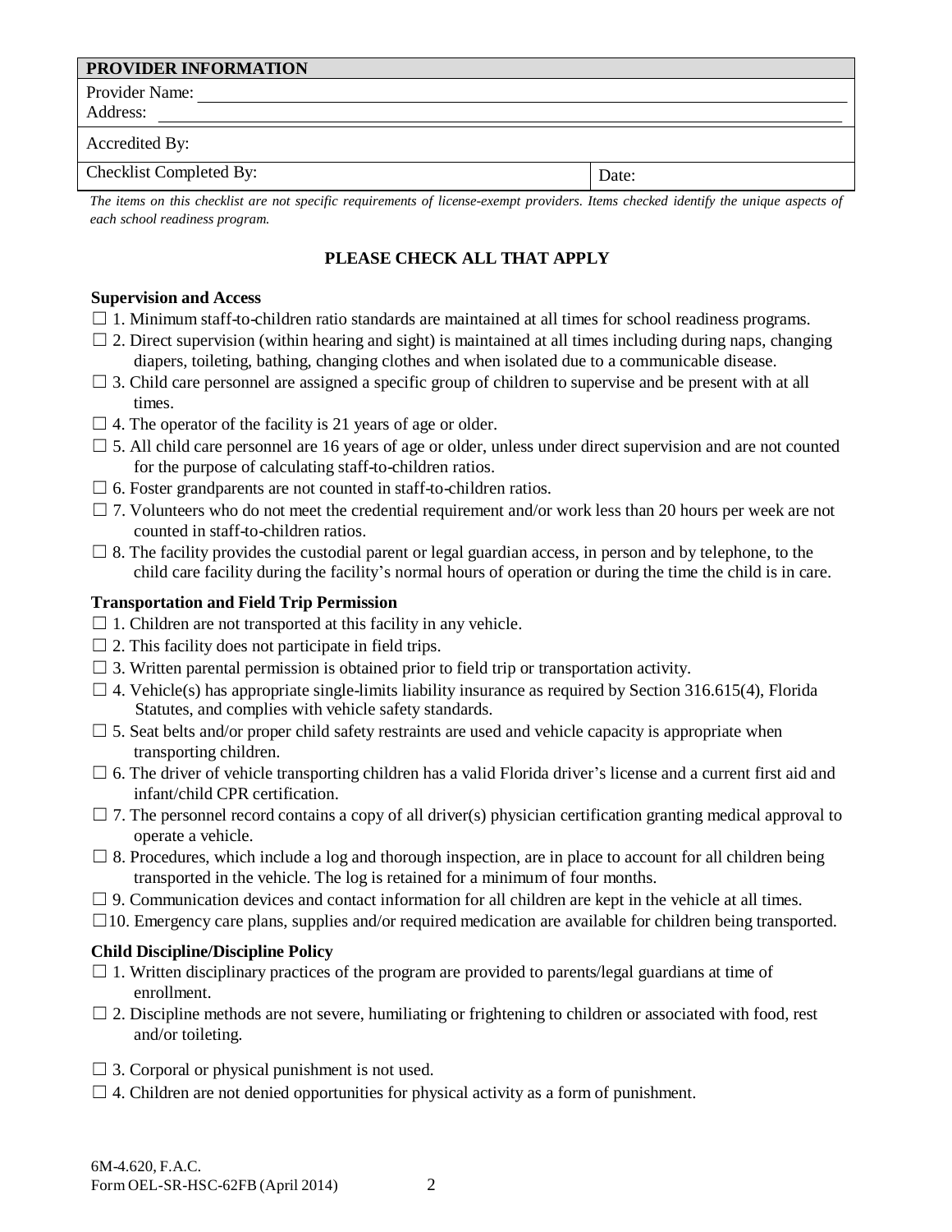| PROVIDER INFORMATION | |
|---|---|
| Provider Name: <br> Address: | |
| Accredited By: | |
| Checklist Completed By: | Date: |

*The items on this checklist are not specific requirements of license-exempt providers. Items checked identify the unique aspects of each school readiness program.*

**PLEASE CHECK ALL THAT APPLY**

**Supervision and Access**

☐ 1. Minimum staff-to-children ratio standards are maintained at all times for school readiness programs.

☐ 2. Direct supervision (within hearing and sight) is maintained at all times including during naps, changing diapers, toileting, bathing, changing clothes and when isolated due to a communicable disease.

☐ 3. Child care personnel are assigned a specific group of children to supervise and be present with at all times.

☐ 4. The operator of the facility is 21 years of age or older.

☐ 5. All child care personnel are 16 years of age or older, unless under direct supervision and are not counted for the purpose of calculating staff-to-children ratios.

☐ 6. Foster grandparents are not counted in staff-to-children ratios.

☐ 7. Volunteers who do not meet the credential requirement and/or work less than 20 hours per week are not counted in staff-to-children ratios.

☐ 8. The facility provides the custodial parent or legal guardian access, in person and by telephone, to the child care facility during the facility's normal hours of operation or during the time the child is in care.

**Transportation and Field Trip Permission**

☐ 1. Children are not transported at this facility in any vehicle.

☐ 2. This facility does not participate in field trips.

☐ 3. Written parental permission is obtained prior to field trip or transportation activity.

☐ 4. Vehicle(s) has appropriate single-limits liability insurance as required by Section 316.615(4), Florida Statutes, and complies with vehicle safety standards.

☐ 5. Seat belts and/or proper child safety restraints are used and vehicle capacity is appropriate when transporting children.

☐ 6. The driver of vehicle transporting children has a valid Florida driver's license and a current first aid and infant/child CPR certification.

☐ 7. The personnel record contains a copy of all driver(s) physician certification granting medical approval to operate a vehicle.

☐ 8. Procedures, which include a log and thorough inspection, are in place to account for all children being transported in the vehicle. The log is retained for a minimum of four months.

☐ 9. Communication devices and contact information for all children are kept in the vehicle at all times.

☐ 10. Emergency care plans, supplies and/or required medication are available for children being transported.

**Child Discipline/Discipline Policy**

☐ 1. Written disciplinary practices of the program are provided to parents/legal guardians at time of enrollment.

☐ 2. Discipline methods are not severe, humiliating or frightening to children or associated with food, rest and/or toileting.

☐ 3. Corporal or physical punishment is not used.

☐ 4. Children are not denied opportunities for physical activity as a form of punishment.

6M-4.620, F.A.C.
Form OEL-SR-HSC-62FB (April 2014)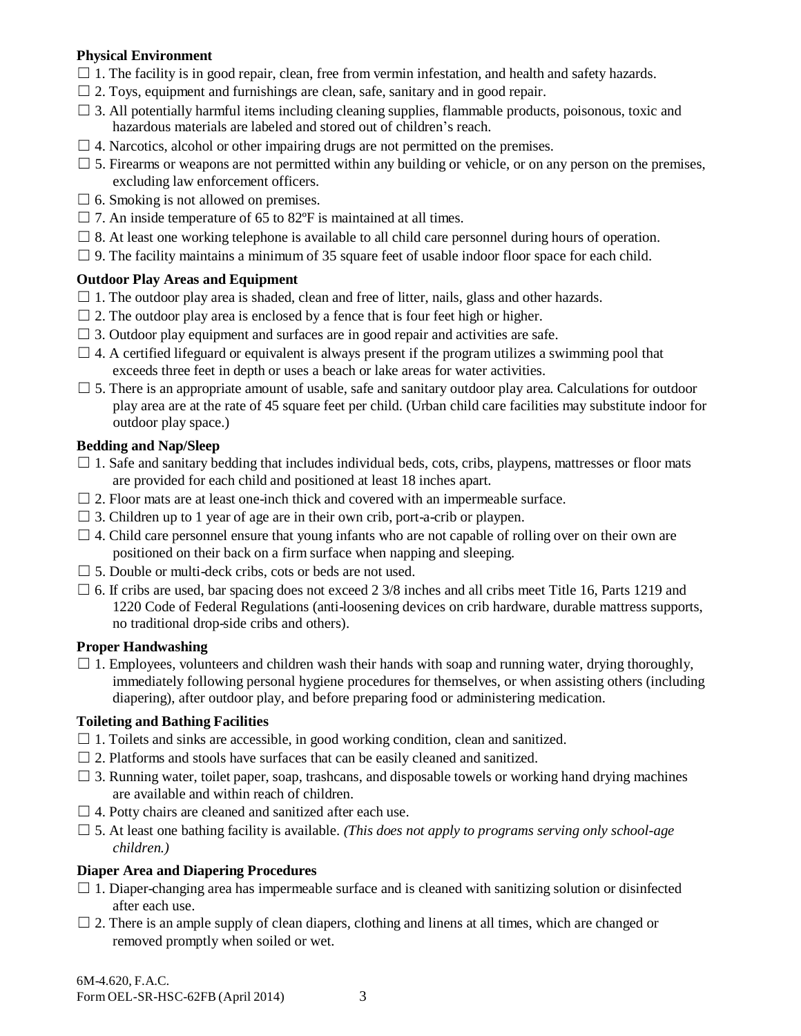**Physical Environment**

☐ 1. The facility is in good repair, clean, free from vermin infestation, and health and safety hazards.

☐ 2. Toys, equipment and furnishings are clean, safe, sanitary and in good repair.

☐ 3. All potentially harmful items including cleaning supplies, flammable products, poisonous, toxic and hazardous materials are labeled and stored out of children's reach.

☐ 4. Narcotics, alcohol or other impairing drugs are not permitted on the premises.

☐ 5. Firearms or weapons are not permitted within any building or vehicle, or on any person on the premises, excluding law enforcement officers.

☐ 6. Smoking is not allowed on premises.

☐ 7. An inside temperature of 65 to 82ºF is maintained at all times.

☐ 8. At least one working telephone is available to all child care personnel during hours of operation.

☐ 9. The facility maintains a minimum of 35 square feet of usable indoor floor space for each child.

**Outdoor Play Areas and Equipment**

☐ 1. The outdoor play area is shaded, clean and free of litter, nails, glass and other hazards.

☐ 2. The outdoor play area is enclosed by a fence that is four feet high or higher.

☐ 3. Outdoor play equipment and surfaces are in good repair and activities are safe.

☐ 4. A certified lifeguard or equivalent is always present if the program utilizes a swimming pool that exceeds three feet in depth or uses a beach or lake areas for water activities.

☐ 5. There is an appropriate amount of usable, safe and sanitary outdoor play area. Calculations for outdoor play area are at the rate of 45 square feet per child. (Urban child care facilities may substitute indoor for outdoor play space.)

**Bedding and Nap/Sleep**

☐ 1. Safe and sanitary bedding that includes individual beds, cots, cribs, playpens, mattresses or floor mats are provided for each child and positioned at least 18 inches apart.

☐ 2. Floor mats are at least one-inch thick and covered with an impermeable surface.

☐ 3. Children up to 1 year of age are in their own crib, port-a-crib or playpen.

☐ 4. Child care personnel ensure that young infants who are not capable of rolling over on their own are positioned on their back on a firm surface when napping and sleeping.

☐ 5. Double or multi-deck cribs, cots or beds are not used.

☐ 6. If cribs are used, bar spacing does not exceed 2 3/8 inches and all cribs meet Title 16, Parts 1219 and 1220 Code of Federal Regulations (anti-loosening devices on crib hardware, durable mattress supports, no traditional drop-side cribs and others).

**Proper Handwashing**

☐ 1. Employees, volunteers and children wash their hands with soap and running water, drying thoroughly, immediately following personal hygiene procedures for themselves, or when assisting others (including diapering), after outdoor play, and before preparing food or administering medication.

**Toileting and Bathing Facilities**

☐ 1. Toilets and sinks are accessible, in good working condition, clean and sanitized.

☐ 2. Platforms and stools have surfaces that can be easily cleaned and sanitized.

☐ 3. Running water, toilet paper, soap, trashcans, and disposable towels or working hand drying machines are available and within reach of children.

☐ 4. Potty chairs are cleaned and sanitized after each use.

☐ 5. At least one bathing facility is available. *(This does not apply to programs serving only school-age children.)*

**Diaper Area and Diapering Procedures**

☐ 1. Diaper-changing area has impermeable surface and is cleaned with sanitizing solution or disinfected after each use.

☐ 2. There is an ample supply of clean diapers, clothing and linens at all times, which are changed or removed promptly when soiled or wet.

6M-4.620, F.A.C.
Form OEL-SR-HSC-62FB (April 2014)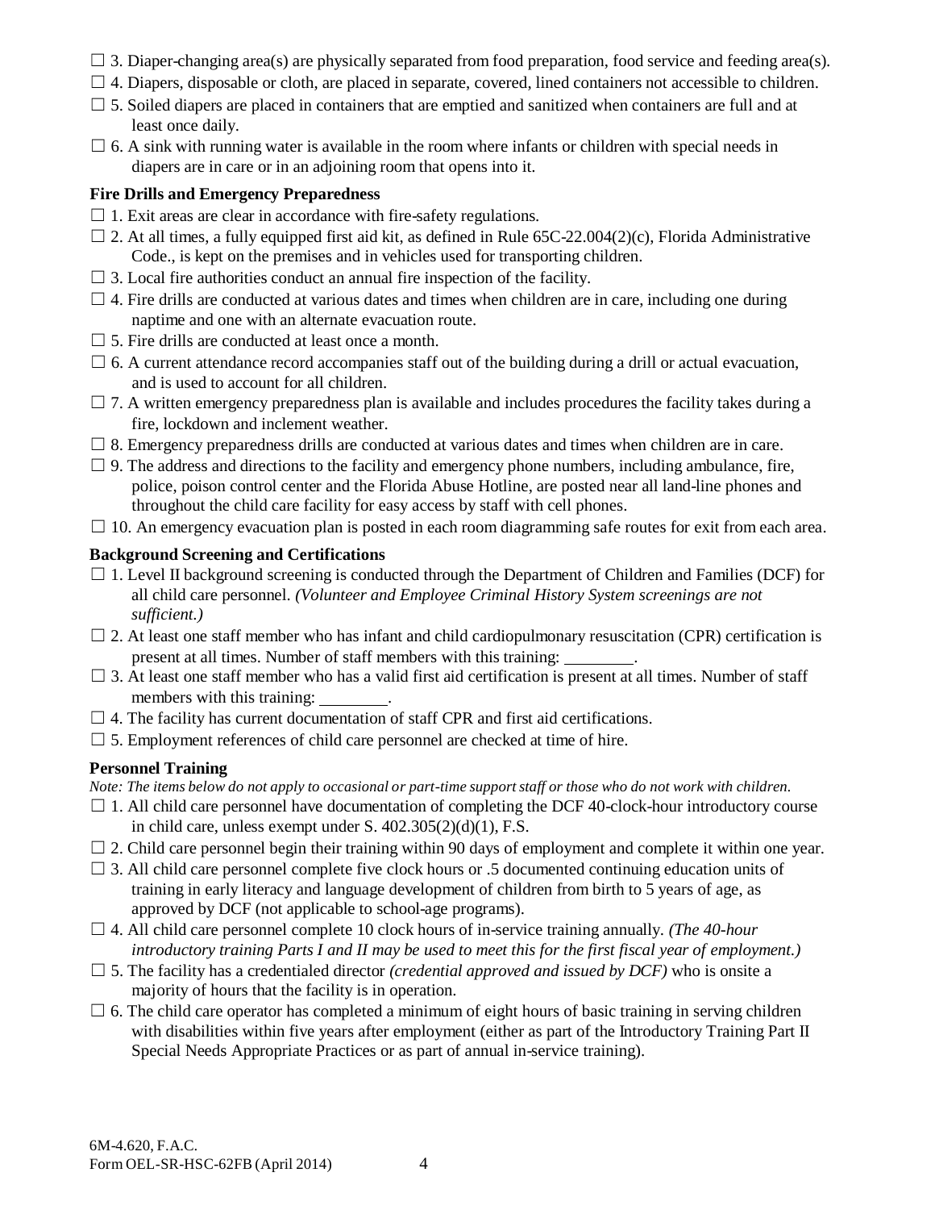☐ 3. Diaper-changing area(s) are physically separated from food preparation, food service and feeding area(s).

☐ 4. Diapers, disposable or cloth, are placed in separate, covered, lined containers not accessible to children.

☐ 5. Soiled diapers are placed in containers that are emptied and sanitized when containers are full and at least once daily.

☐ 6. A sink with running water is available in the room where infants or children with special needs in diapers are in care or in an adjoining room that opens into it.

**Fire Drills and Emergency Preparedness**

☐ 1. Exit areas are clear in accordance with fire-safety regulations.

☐ 2. At all times, a fully equipped first aid kit, as defined in Rule 65C-22.004(2)(c), Florida Administrative Code., is kept on the premises and in vehicles used for transporting children.

☐ 3. Local fire authorities conduct an annual fire inspection of the facility.

☐ 4. Fire drills are conducted at various dates and times when children are in care, including one during naptime and one with an alternate evacuation route.

☐ 5. Fire drills are conducted at least once a month.

☐ 6. A current attendance record accompanies staff out of the building during a drill or actual evacuation, and is used to account for all children.

☐ 7. A written emergency preparedness plan is available and includes procedures the facility takes during a fire, lockdown and inclement weather.

☐ 8. Emergency preparedness drills are conducted at various dates and times when children are in care.

☐ 9. The address and directions to the facility and emergency phone numbers, including ambulance, fire, police, poison control center and the Florida Abuse Hotline, are posted near all land-line phones and throughout the child care facility for easy access by staff with cell phones.

☐ 10. An emergency evacuation plan is posted in each room diagramming safe routes for exit from each area.

**Background Screening and Certifications**

☐ 1. Level II background screening is conducted through the Department of Children and Families (DCF) for all child care personnel. *(Volunteer and Employee Criminal History System screenings are not sufficient.)*

☐ 2. At least one staff member who has infant and child cardiopulmonary resuscitation (CPR) certification is present at all times. Number of staff members with this training: ________.

☐ 3. At least one staff member who has a valid first aid certification is present at all times. Number of staff members with this training: ________.

☐ 4. The facility has current documentation of staff CPR and first aid certifications.

☐ 5. Employment references of child care personnel are checked at time of hire.

**Personnel Training**

*Note: The items below do not apply to occasional or part-time support staff or those who do not work with children.*

☐ 1. All child care personnel have documentation of completing the DCF 40-clock-hour introductory course in child care, unless exempt under S. 402.305(2)(d)(1), F.S.

☐ 2. Child care personnel begin their training within 90 days of employment and complete it within one year.

☐ 3. All child care personnel complete five clock hours or .5 documented continuing education units of training in early literacy and language development of children from birth to 5 years of age, as approved by DCF (not applicable to school-age programs).

☐ 4. All child care personnel complete 10 clock hours of in-service training annually. *(The 40-hour introductory training Parts I and II may be used to meet this for the first fiscal year of employment.)*

☐ 5. The facility has a credentialed director *(credential approved and issued by DCF)* who is onsite a majority of hours that the facility is in operation.

☐ 6. The child care operator has completed a minimum of eight hours of basic training in serving children with disabilities within five years after employment (either as part of the Introductory Training Part II Special Needs Appropriate Practices or as part of annual in-service training).

6M-4.620, F.A.C.
Form OEL-SR-HSC-62FB (April 2014)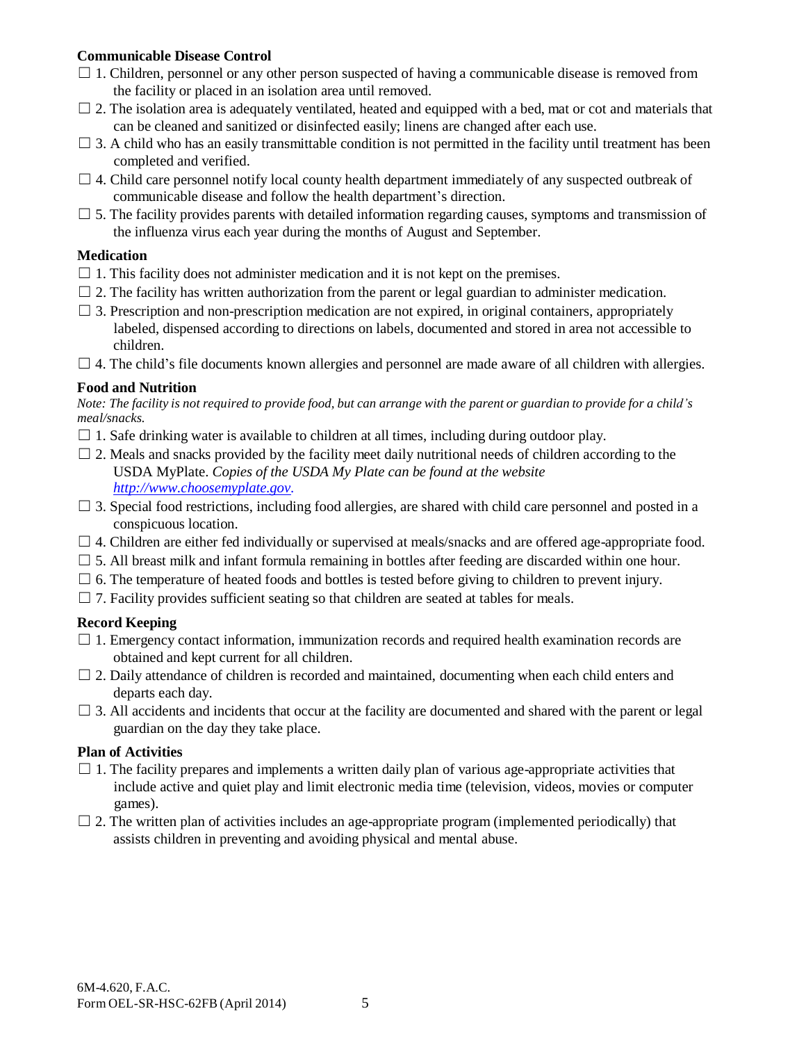**Communicable Disease Control**

☐ 1. Children, personnel or any other person suspected of having a communicable disease is removed from the facility or placed in an isolation area until removed.

☐ 2. The isolation area is adequately ventilated, heated and equipped with a bed, mat or cot and materials that can be cleaned and sanitized or disinfected easily; linens are changed after each use.

☐ 3. A child who has an easily transmittable condition is not permitted in the facility until treatment has been completed and verified.

☐ 4. Child care personnel notify local county health department immediately of any suspected outbreak of communicable disease and follow the health department's direction.

☐ 5. The facility provides parents with detailed information regarding causes, symptoms and transmission of the influenza virus each year during the months of August and September.

**Medication**

☐ 1. This facility does not administer medication and it is not kept on the premises.

☐ 2. The facility has written authorization from the parent or legal guardian to administer medication.

☐ 3. Prescription and non-prescription medication are not expired, in original containers, appropriately labeled, dispensed according to directions on labels, documented and stored in area not accessible to children.

☐ 4. The child's file documents known allergies and personnel are made aware of all children with allergies.

**Food and Nutrition**

*Note: The facility is not required to provide food, but can arrange with the parent or guardian to provide for a child's meal/snacks.*

☐ 1. Safe drinking water is available to children at all times, including during outdoor play.

☐ 2. Meals and snacks provided by the facility meet daily nutritional needs of children according to the USDA MyPlate. *Copies of the USDA My Plate can be found at the website [http://www.choosemyplate.gov](http://www.choosemyplate.gov).*

☐ 3. Special food restrictions, including food allergies, are shared with child care personnel and posted in a conspicuous location.

☐ 4. Children are either fed individually or supervised at meals/snacks and are offered age-appropriate food.

☐ 5. All breast milk and infant formula remaining in bottles after feeding are discarded within one hour.

☐ 6. The temperature of heated foods and bottles is tested before giving to children to prevent injury.

☐ 7. Facility provides sufficient seating so that children are seated at tables for meals.

**Record Keeping**

☐ 1. Emergency contact information, immunization records and required health examination records are obtained and kept current for all children.

☐ 2. Daily attendance of children is recorded and maintained, documenting when each child enters and departs each day.

☐ 3. All accidents and incidents that occur at the facility are documented and shared with the parent or legal guardian on the day they take place.

**Plan of Activities**

☐ 1. The facility prepares and implements a written daily plan of various age-appropriate activities that include active and quiet play and limit electronic media time (television, videos, movies or computer games).

☐ 2. The written plan of activities includes an age-appropriate program (implemented periodically) that assists children in preventing and avoiding physical and mental abuse.

6M-4.620, F.A.C.
Form OEL-SR-HSC-62FB (April 2014)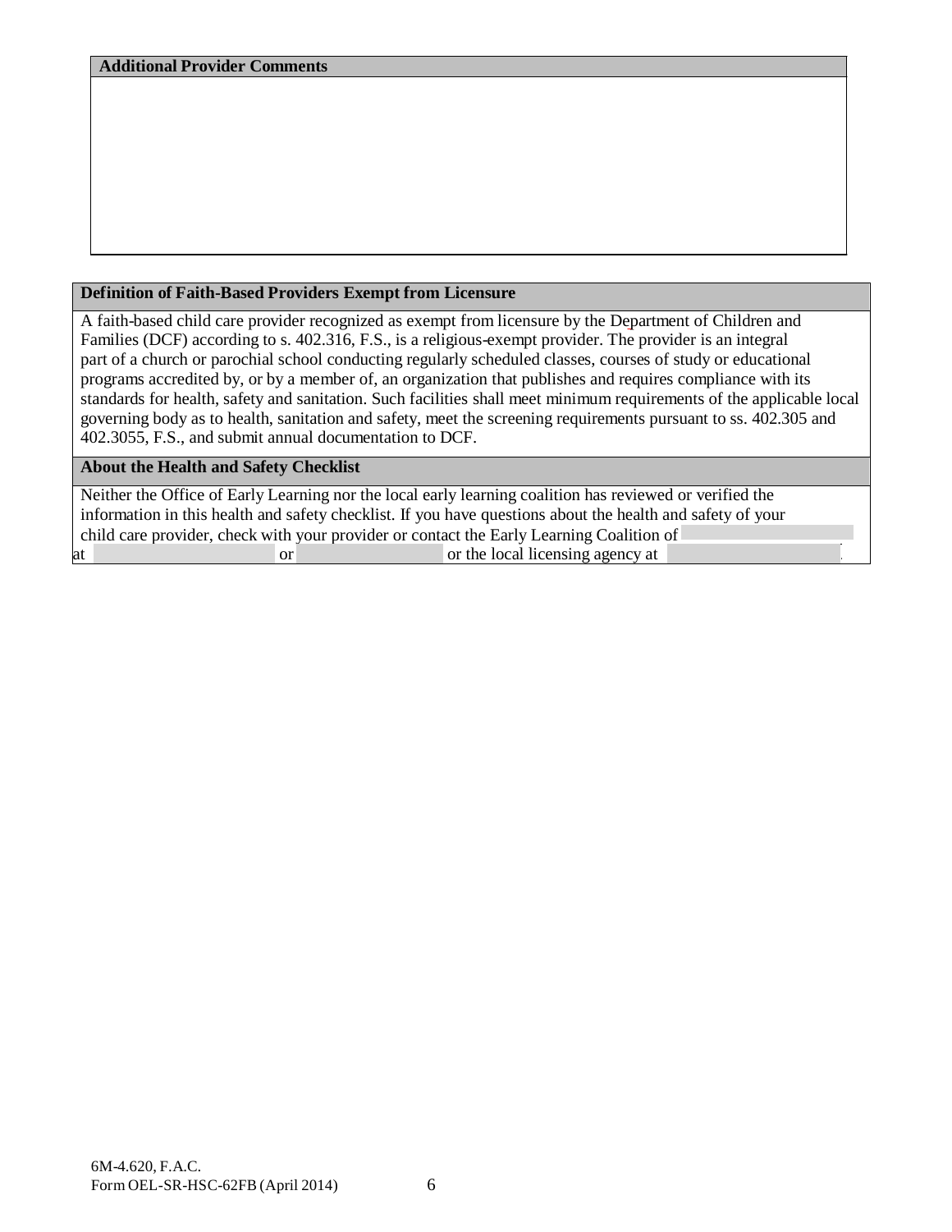**Additional Provider Comments**

**Definition of Faith-Based Providers Exempt from Licensure**

A faith-based child care provider recognized as exempt from licensure by the Department of Children and Families (DCF) according to s. 402.316, F.S., is a religious-exempt provider. The provider is an integral part of a church or parochial school conducting regularly scheduled classes, courses of study or educational programs accredited by, or by a member of, an organization that publishes and requires compliance with its standards for health, safety and sanitation. Such facilities shall meet minimum requirements of the applicable local governing body as to health, sanitation and safety, meet the screening requirements pursuant to ss. 402.305 and 402.3055, F.S., and submit annual documentation to DCF.

**About the Health and Safety Checklist**

Neither the Office of Early Learning nor the local early learning coalition has reviewed or verified the information in this health and safety checklist. If you have questions about the health and safety of your child care provider, check with your provider or contact the Early Learning Coalition of ____________ at ____________ or ____________ or the local licensing agency at ____________.

6M-4.620, F.A.C.
Form OEL-SR-HSC-62FB (April 2014)